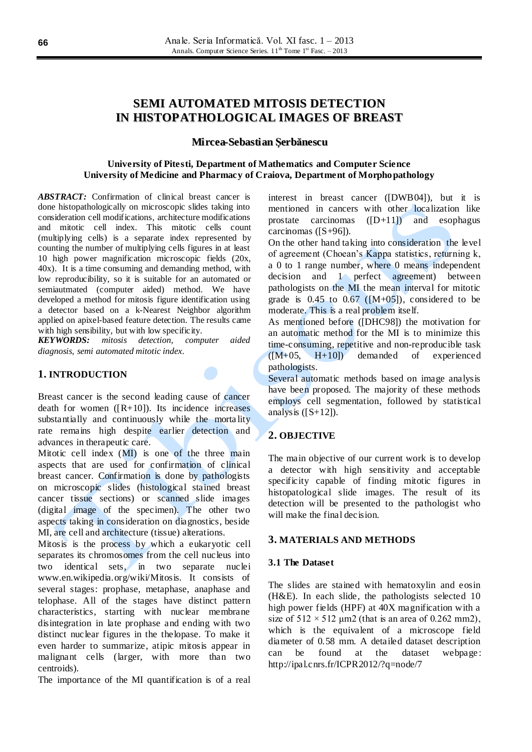# SEMI AUTOMATED MITOSIS DETECTION IN HISTOPATHOLOGICAL IMAGES OF BREAST

**Mircea-Sebastian Şerbănescu**

**University of Pitesti, Department of Mathematics and Computer Science**
**University of Medicine and Pharmacy of Craiova, Department of Morphopathology**

***ABSTRACT:*** Confirmation of clinical breast cancer is done histopathologically on microscopic slides taking into consideration cell modifications, architecture modifications and mitotic cell index. This mitotic cells count (multiplying cells) is a separate index represented by counting the number of multiplying cells figures in at least 10 high power magnification microscopic fields (20x, 40x). It is a time consuming and demanding method, with low reproducibility, so it is suitable for an automated or semiautmated (computer aided) method. We have developed a method for mitosis figure identification using a detector based on a k-Nearest Neighbor algorithm applied on apixel-based feature detection. The results came with high sensibility, but with low specificity.

***KEYWORDS:*** *mitosis detection, computer aided diagnosis, semi automated mitotic index.*

## 1. INTRODUCTION

Breast cancer is the second leading cause of cancer death for women ([R+10]). Its incidence increases substantially and continuously while the mortality rate remains high despite earlier detection and advances in therapeutic care.

Mitotic cell index (MI) is one of the three main aspects that are used for confirmation of clinical breast cancer. Confirmation is done by pathologists on microscopic slides (histological stained breast cancer tissue sections) or scanned slide images (digital image of the specimen). The other two aspects taking in consideration on diagnostics, beside MI, are cell and architecture (tissue) alterations.

Mitosis is the process by which a eukaryotic cell separates its chromosomes from the cell nucleus into two identical sets, in two separate nuclei www.en.wikipedia.org/wiki/Mitosis. It consists of several stages: prophase, metaphase, anaphase and telophase. All of the stages have distinct pattern characteristics, starting with nuclear membrane disintegration in late prophase and ending with two distinct nuclear figures in the thelopase. To make it even harder to summarize, atipic mitosis appear in malignant cells (larger, with more than two centroids).

The importance of the MI quantification is of a real interest in breast cancer ([DWB04]), but it is mentioned in cancers with other localization like prostate carcinomas ([D+11]) and esophagus carcinomas ([S+96]).

On the other hand taking into consideration the level of agreement (Choean's Kappa statistics, returning k, a 0 to 1 range number, where 0 means independent decision and 1 perfect agreement) between pathologists on the MI the mean interval for mitotic grade is 0.45 to 0.67 ([M+05]), considered to be moderate. This is a real problem itself.

As mentioned before ([DHC98]) the motivation for an automatic method for the MI is to minimize this time-consuming, repetitive and non-reproducible task ([M+05, H+10]) demanded of experienced pathologists.

Several automatic methods based on image analysis have been proposed. The majority of these methods employs cell segmentation, followed by statistical analysis ([S+12]).

## 2. OBJECTIVE

The main objective of our current work is to develop a detector with high sensitivity and acceptable specificity capable of finding mitotic figures in histopatological slide images. The result of its detection will be presented to the pathologist who will make the final decision.

## 3. MATERIALS AND METHODS

### 3.1 The Dataset

The slides are stained with hematoxylin and eosin (H&E). In each slide, the pathologists selected 10 high power fields (HPF) at 40X magnification with a size of $512 \times 512$ µm2 (that is an area of 0.262 mm2), which is the equivalent of a microscope field diameter of 0.58 mm. A detailed dataset description can be found at the dataset webpage: http://ipal.cnrs.fr/ICPR2012/?q=node/7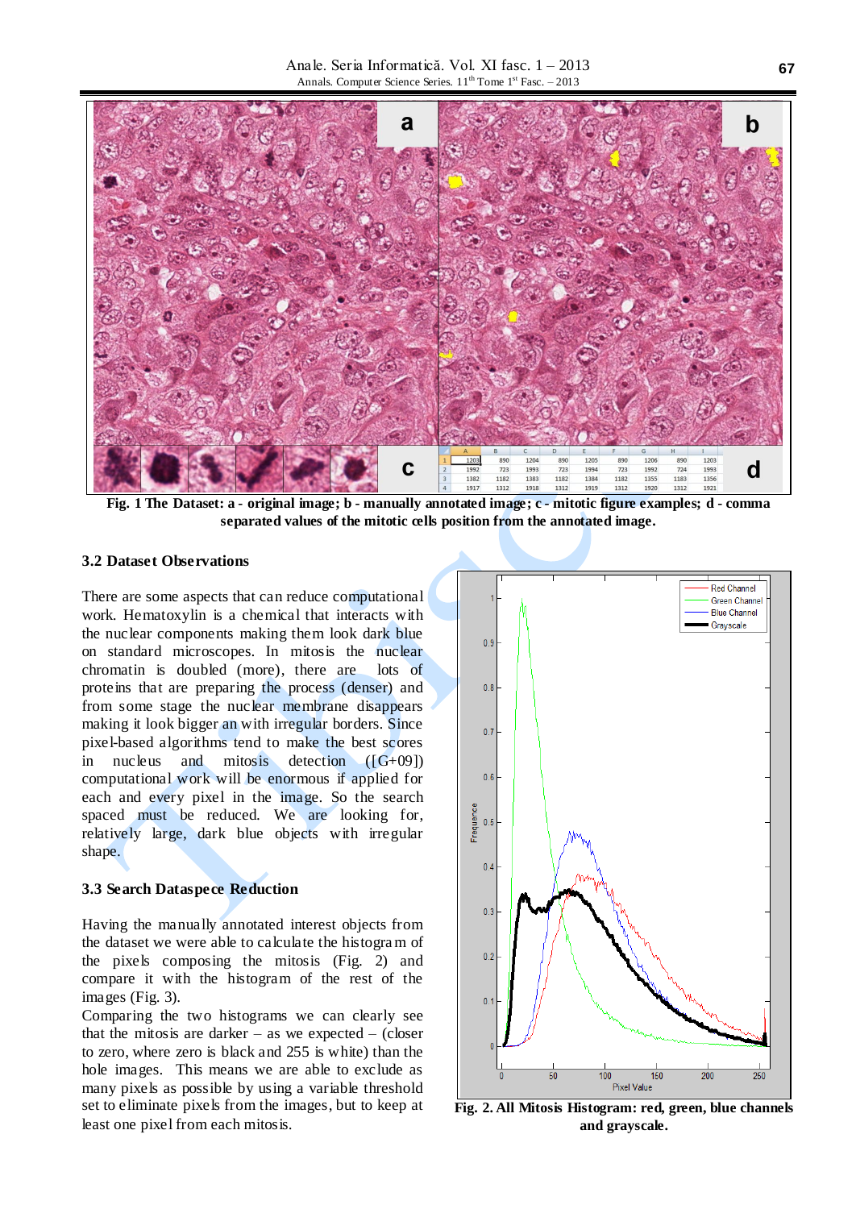Fig. 1 The Dataset: a - original image; b - manually annotated image; c - mitotic figure examples; d - comma separated values of the mitotic cells position from the annotated image.

### 3.2 Dataset Observations

There are some aspects that can reduce computational work. Hematoxylin is a chemical that interacts with the nuclear components making them look dark blue on standard microscopes. In mitosis the nuclear chromatin is doubled (more), there are lots of proteins that are preparing the process (denser) and from some stage the nuclear membrane disappears making it look bigger an with irregular borders. Since pixel-based algorithms tend to make the best scores in nucleus and mitosis detection ([G+09]) computational work will be enormous if applied for each and every pixel in the image. So the search spaced must be reduced. We are looking for, relatively large, dark blue objects with irregular shape.

### 3.3 Search Dataspece Reduction

Having the manually annotated interest objects from the dataset we were able to calculate the histogram of the pixels composing the mitosis (Fig. 2) and compare it with the histogram of the rest of the images (Fig. 3).

Comparing the two histograms we can clearly see that the mitosis are darker – as we expected – (closer to zero, where zero is black and 255 is white) than the hole images. This means we are able to exclude as many pixels as possible by using a variable threshold set to eliminate pixels from the images, but to keep at least one pixel from each mitosis.

Fig. 2. All Mitosis Histogram: red, green, blue channels and grayscale.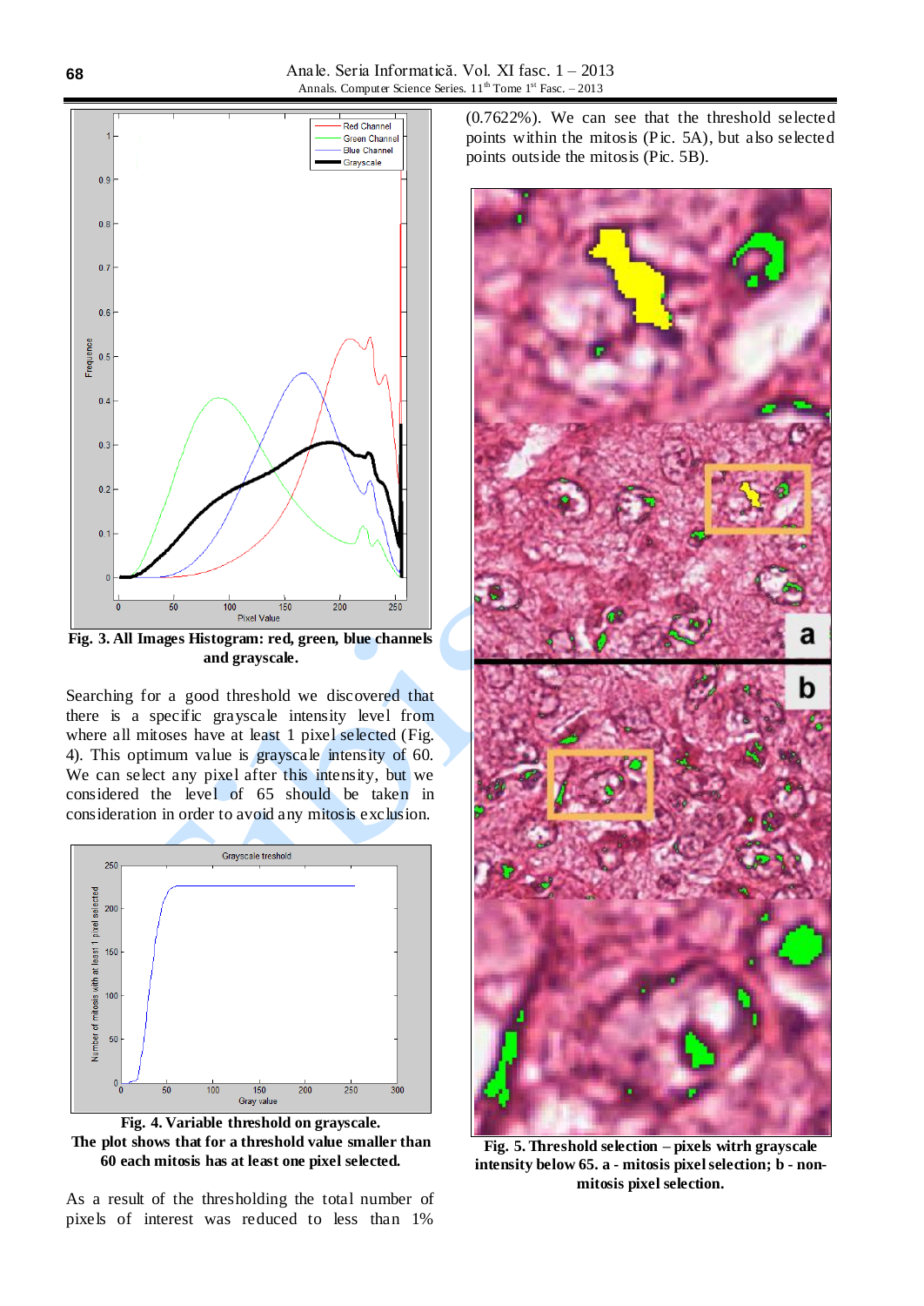**Fig. 3. All Images Histogram: red, green, blue channels and grayscale.**

Searching for a good threshold we discovered that there is a specific grayscale intensity level from where all mitoses have at least 1 pixel selected (Fig. 4). This optimum value is grayscale intensity of 60. We can select any pixel after this intensity, but we considered the level of 65 should be taken in consideration in order to avoid any mitosis exclusion.

**Fig. 4. Variable threshold on grayscale. The plot shows that for a threshold value smaller than 60 each mitosis has at least one pixel selected.**

As a result of the thresholding the total number of pixels of interest was reduced to less than 1% (0.7622%). We can see that the threshold selected points within the mitosis (Pic. 5A), but also selected points outside the mitosis (Pic. 5B).

**Fig. 5. Threshold selection – pixels witrh grayscale intensity below 65. a - mitosis pixel selection; b - non-mitosis pixel selection.**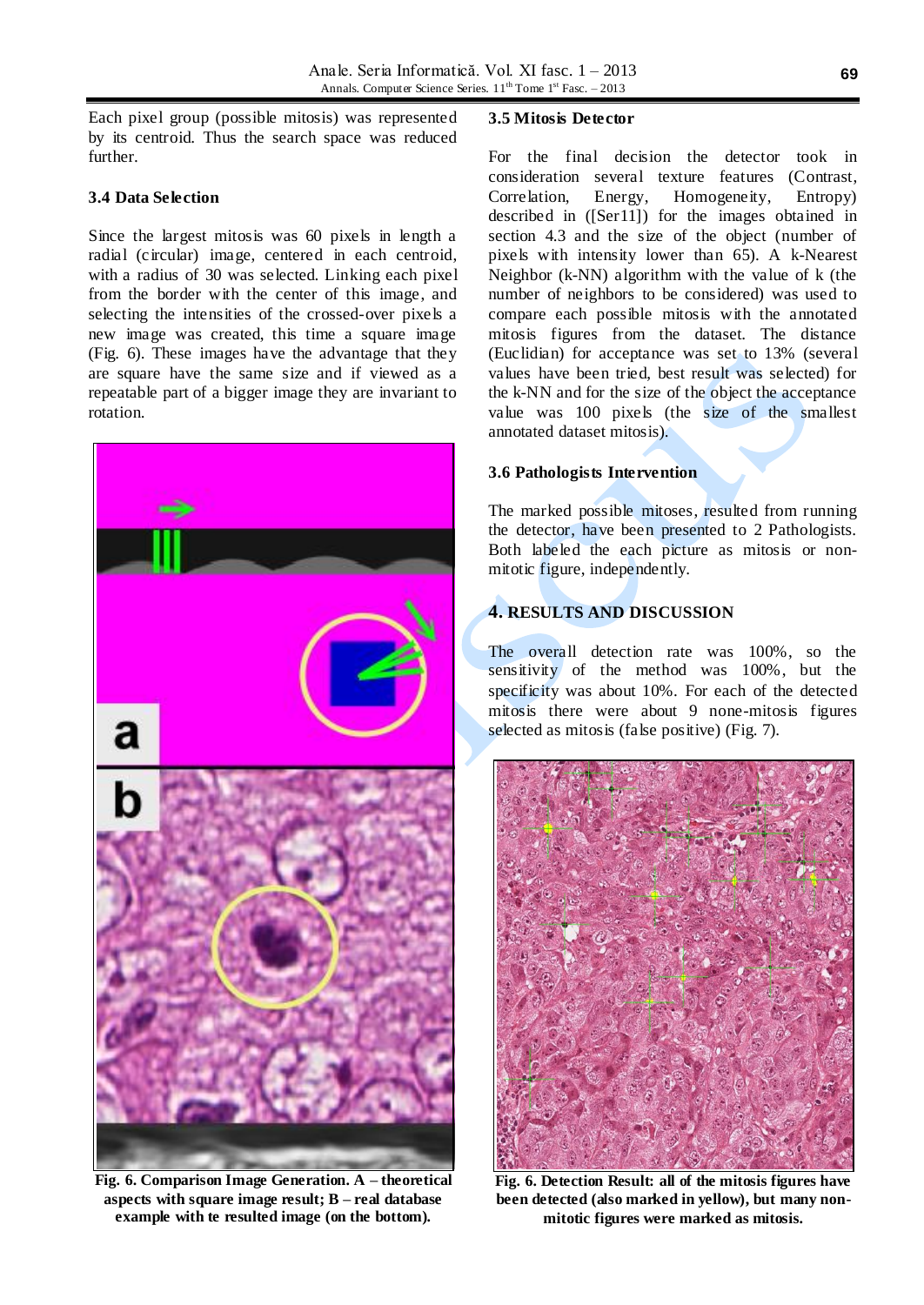Each pixel group (possible mitosis) was represented by its centroid. Thus the search space was reduced further.

### 3.4 Data Selection

Since the largest mitosis was 60 pixels in length a radial (circular) image, centered in each centroid, with a radius of 30 was selected. Linking each pixel from the border with the center of this image, and selecting the intensities of the crossed-over pixels a new image was created, this time a square image (Fig. 6). These images have the advantage that they are square have the same size and if viewed as a repeatable part of a bigger image they are invariant to rotation.

**Fig. 6. Comparison Image Generation. A – theoretical aspects with square image result; B – real database example with te resulted image (on the bottom).**

### 3.5 Mitosis Detector

For the final decision the detector took in consideration several texture features (Contrast, Correlation, Energy, Homogeneity, Entropy) described in ([Ser11]) for the images obtained in section 4.3 and the size of the object (number of pixels with intensity lower than 65). A k-Nearest Neighbor (k-NN) algorithm with the value of k (the number of neighbors to be considered) was used to compare each possible mitosis with the annotated mitosis figures from the dataset. The distance (Euclidian) for acceptance was set to 13% (several values have been tried, best result was selected) for the k-NN and for the size of the object the acceptance value was 100 pixels (the size of the smallest annotated dataset mitosis).

### 3.6 Pathologists Intervention

The marked possible mitoses, resulted from running the detector, have been presented to 2 Pathologists. Both labeled the each picture as mitosis or non-mitotic figure, independently.

## 4. RESULTS AND DISCUSSION

The overall detection rate was 100%, so the sensitivity of the method was 100%, but the specificity was about 10%. For each of the detected mitosis there were about 9 none-mitosis figures selected as mitosis (false positive) (Fig. 7).

**Fig. 6. Detection Result: all of the mitosis figures have been detected (also marked in yellow), but many non-mitotic figures were marked as mitosis.**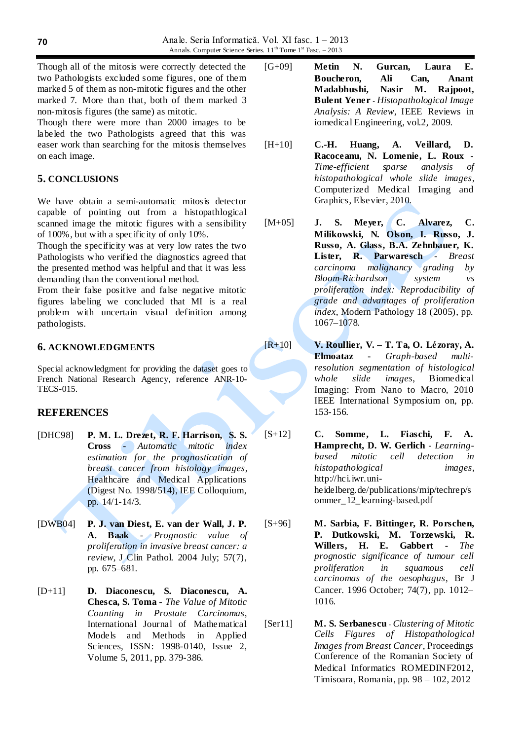Though all of the mitosis were correctly detected the two Pathologists excluded some figures, one of them marked 5 of them as non-mitotic figures and the other marked 7. More than that, both of them marked 3 non-mitosis figures (the same) as mitotic.

Though there were more than 2000 images to be labeled the two Pathologists agreed that this was easer work than searching for the mitosis themselves on each image.

## 5. CONCLUSIONS

We have obtain a semi-automatic mitosis detector capable of pointing out from a histopathlogical scanned image the mitotic figures with a sensibility of 100%, but with a specificity of only 10%.

Though the specificity was at very low rates the two Pathologists who verified the diagnostics agreed that the presented method was helpful and that it was less demanding than the conventional method.

From their false positive and false negative mitotic figures labeling we concluded that MI is a real problem with uncertain visual definition among pathologists.

## 6. ACKNOWLEDGMENTS

Special acknowledgment for providing the dataset goes to French National Research Agency, reference ANR-10-TECS-015.

## REFERENCES

[DHC98] **P. M. L. Drezet, R. F. Harrison, S. S. Cross** - *Automatic mitotic index estimation for the prognostication of breast cancer from histology images*, Healthcare and Medical Applications (Digest No. 1998/514), IEE Colloquium, pp. 14/1-14/3.

[DWB04] **P. J. van Diest, E. van der Wall, J. P. A. Baak** - *Prognostic value of proliferation in invasive breast cancer: a review*, J Clin Pathol. 2004 July; 57(7), pp. 675–681.

[D+11] **D. Diaconescu, S. Diaconescu, A. Chesca, S. Toma** - *The Value of Mitotic Counting in Prostate Carcinomas*, International Journal of Mathematical Models and Methods in Applied Sciences, ISSN: 1998-0140, Issue 2, Volume 5, 2011, pp. 379-386.

[G+09] **Metin N. Gurcan, Laura E. Boucheron, Ali Can, Anant Madabhushi, Nasir M. Rajpoot, Bulent Yener** - *Histopathological Image Analysis: A Review*, IEEE Reviews in iomedical Engineering, vol.2, 2009.

[H+10] **C.-H. Huang, A. Veillard, D. Racoceanu, N. Lomenie, L. Roux** - *Time-efficient sparse analysis of histopathological whole slide images*, Computerized Medical Imaging and Graphics, Elsevier, 2010.

[M+05] **J. S. Meyer, C. Alvarez, C. Milikowski, N. Olson, I. Russo, J. Russo, A. Glass, B.A. Zehnbauer, K. Lister, R. Parwaresch** - *Breast carcinoma malignancy grading by Bloom-Richardson system vs proliferation index: Reproducibility of grade and advantages of proliferation index*, Modern Pathology 18 (2005), pp. 1067–1078.

[R+10] **V. Roullier, V. – T. Ta, O. Lézoray, A. Elmoataz** - *Graph-based multi-resolution segmentation of histological whole slide images*, Biomedical Imaging: From Nano to Macro, 2010 IEEE International Symposium on, pp. 153-156.

[S+12] **C. Somme, L. Fiaschi, F. A. Hamprecht, D. W. Gerlich** - *Learning-based mitotic cell detection in histopathological images*, http://hci.iwr.uni-heidelberg.de/publications/mip/techrep/sommer_12_learning-based.pdf

[S+96] **M. Sarbia, F. Bittinger, R. Porschen, P. Dutkowski, M. Torzewski, R. Willers, H. E. Gabbert** - *The prognostic significance of tumour cell proliferation in squamous cell carcinomas of the oesophagus*, Br J Cancer. 1996 October; 74(7), pp. 1012–1016.

[Ser11] **M. S. Serbanescu** - *Clustering of Mitotic Cells Figures of Histopathological Images from Breast Cancer*, Proceedings Conference of the Romanian Society of Medical Informatics ROMEDINF2012, Timisoara, Romania, pp. 98 – 102, 2012